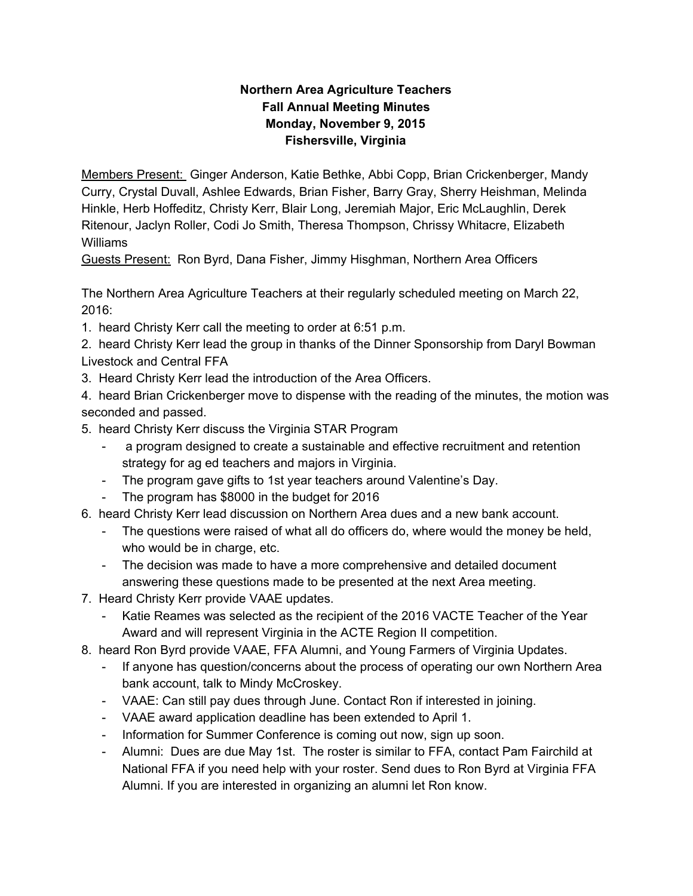**Northern Area Agriculture Teachers**
**Fall Annual Meeting Minutes**
**Monday, November 9, 2015**
**Fishersville, Virginia**

Members Present: Ginger Anderson, Katie Bethke, Abbi Copp, Brian Crickenberger, Mandy Curry, Crystal Duvall, Ashlee Edwards, Brian Fisher, Barry Gray, Sherry Heishman, Melinda Hinkle, Herb Hoffeditz, Christy Kerr, Blair Long, Jeremiah Major, Eric McLaughlin, Derek Ritenour, Jaclyn Roller, Codi Jo Smith, Theresa Thompson, Chrissy Whitacre, Elizabeth Williams

Guests Present: Ron Byrd, Dana Fisher, Jimmy Hisghman, Northern Area Officers

The Northern Area Agriculture Teachers at their regularly scheduled meeting on March 22, 2016:

1. heard Christy Kerr call the meeting to order at 6:51 p.m.
2. heard Christy Kerr lead the group in thanks of the Dinner Sponsorship from Daryl Bowman Livestock and Central FFA
3. Heard Christy Kerr lead the introduction of the Area Officers.
4. heard Brian Crickenberger move to dispense with the reading of the minutes, the motion was seconded and passed.
5. heard Christy Kerr discuss the Virginia STAR Program
    - a program designed to create a sustainable and effective recruitment and retention strategy for ag ed teachers and majors in Virginia.
    - The program gave gifts to 1st year teachers around Valentine's Day.
    - The program has $8000 in the budget for 2016
6. heard Christy Kerr lead discussion on Northern Area dues and a new bank account.
    - The questions were raised of what all do officers do, where would the money be held, who would be in charge, etc.
    - The decision was made to have a more comprehensive and detailed document answering these questions made to be presented at the next Area meeting.
7. Heard Christy Kerr provide VAAE updates.
    - Katie Reames was selected as the recipient of the 2016 VACTE Teacher of the Year Award and will represent Virginia in the ACTE Region II competition.
8. heard Ron Byrd provide VAAE, FFA Alumni, and Young Farmers of Virginia Updates.
    - If anyone has question/concerns about the process of operating our own Northern Area bank account, talk to Mindy McCroskey.
    - VAAE: Can still pay dues through June. Contact Ron if interested in joining.
    - VAAE award application deadline has been extended to April 1.
    - Information for Summer Conference is coming out now, sign up soon.
    - Alumni: Dues are due May 1st. The roster is similar to FFA, contact Pam Fairchild at National FFA if you need help with your roster. Send dues to Ron Byrd at Virginia FFA Alumni. If you are interested in organizing an alumni let Ron know.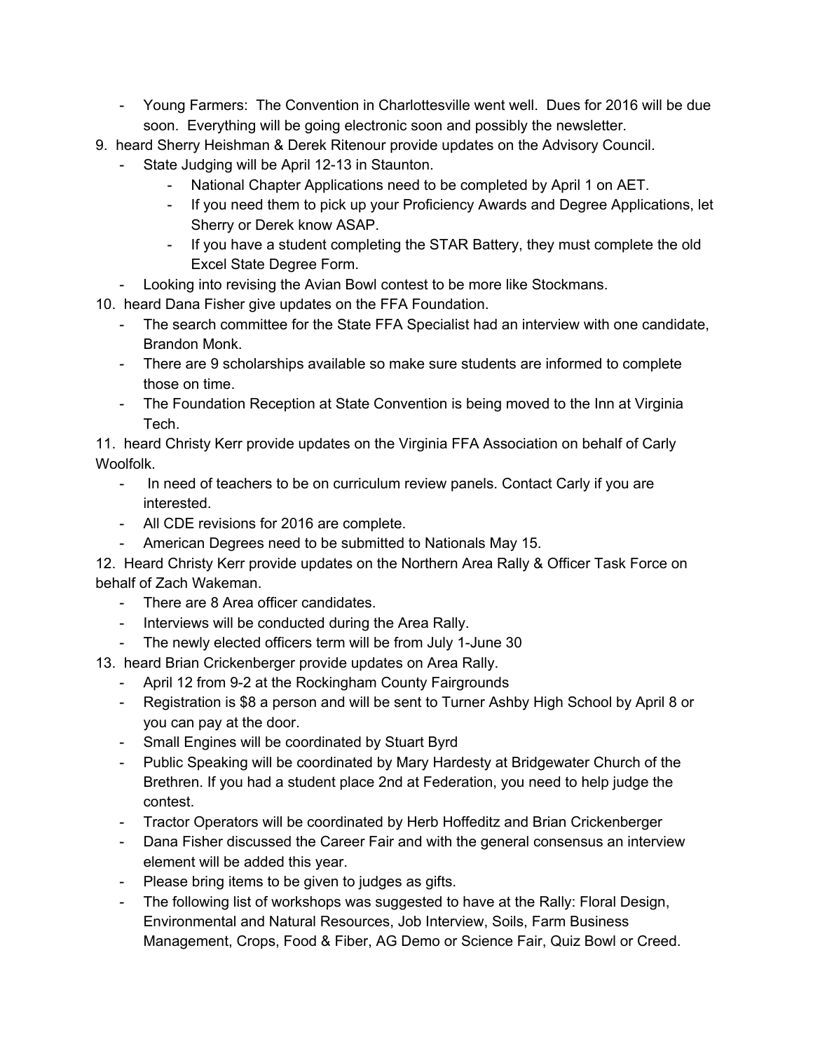- Young Farmers:  The Convention in Charlottesville went well.  Dues for 2016 will be due soon.  Everything will be going electronic soon and possibly the newsletter.

9. heard Sherry Heishman & Derek Ritenour provide updates on the Advisory Council.
    - State Judging will be April 12-13 in Staunton.
        - National Chapter Applications need to be completed by April 1 on AET.
        - If you need them to pick up your Proficiency Awards and Degree Applications, let Sherry or Derek know ASAP.
        - If you have a student completing the STAR Battery, they must complete the old Excel State Degree Form.
    - Looking into revising the Avian Bowl contest to be more like Stockmans.
10. heard Dana Fisher give updates on the FFA Foundation.
    - The search committee for the State FFA Specialist had an interview with one candidate, Brandon Monk.
    - There are 9 scholarships available so make sure students are informed to complete those on time.
    - The Foundation Reception at State Convention is being moved to the Inn at Virginia Tech.
11. heard Christy Kerr provide updates on the Virginia FFA Association on behalf of Carly Woolfolk.
    - In need of teachers to be on curriculum review panels. Contact Carly if you are interested.
    - All CDE revisions for 2016 are complete.
    - American Degrees need to be submitted to Nationals May 15.
12. Heard Christy Kerr provide updates on the Northern Area Rally & Officer Task Force on behalf of Zach Wakeman.
    - There are 8 Area officer candidates.
    - Interviews will be conducted during the Area Rally.
    - The newly elected officers term will be from July 1-June 30
13. heard Brian Crickenberger provide updates on Area Rally.
    - April 12 from 9-2 at the Rockingham County Fairgrounds
    - Registration is $8 a person and will be sent to Turner Ashby High School by April 8 or you can pay at the door.
    - Small Engines will be coordinated by Stuart Byrd
    - Public Speaking will be coordinated by Mary Hardesty at Bridgewater Church of the Brethren. If you had a student place 2nd at Federation, you need to help judge the contest.
    - Tractor Operators will be coordinated by Herb Hoffeditz and Brian Crickenberger
    - Dana Fisher discussed the Career Fair and with the general consensus an interview element will be added this year.
    - Please bring items to be given to judges as gifts.
    - The following list of workshops was suggested to have at the Rally: Floral Design, Environmental and Natural Resources, Job Interview, Soils, Farm Business Management, Crops, Food & Fiber, AG Demo or Science Fair, Quiz Bowl or Creed.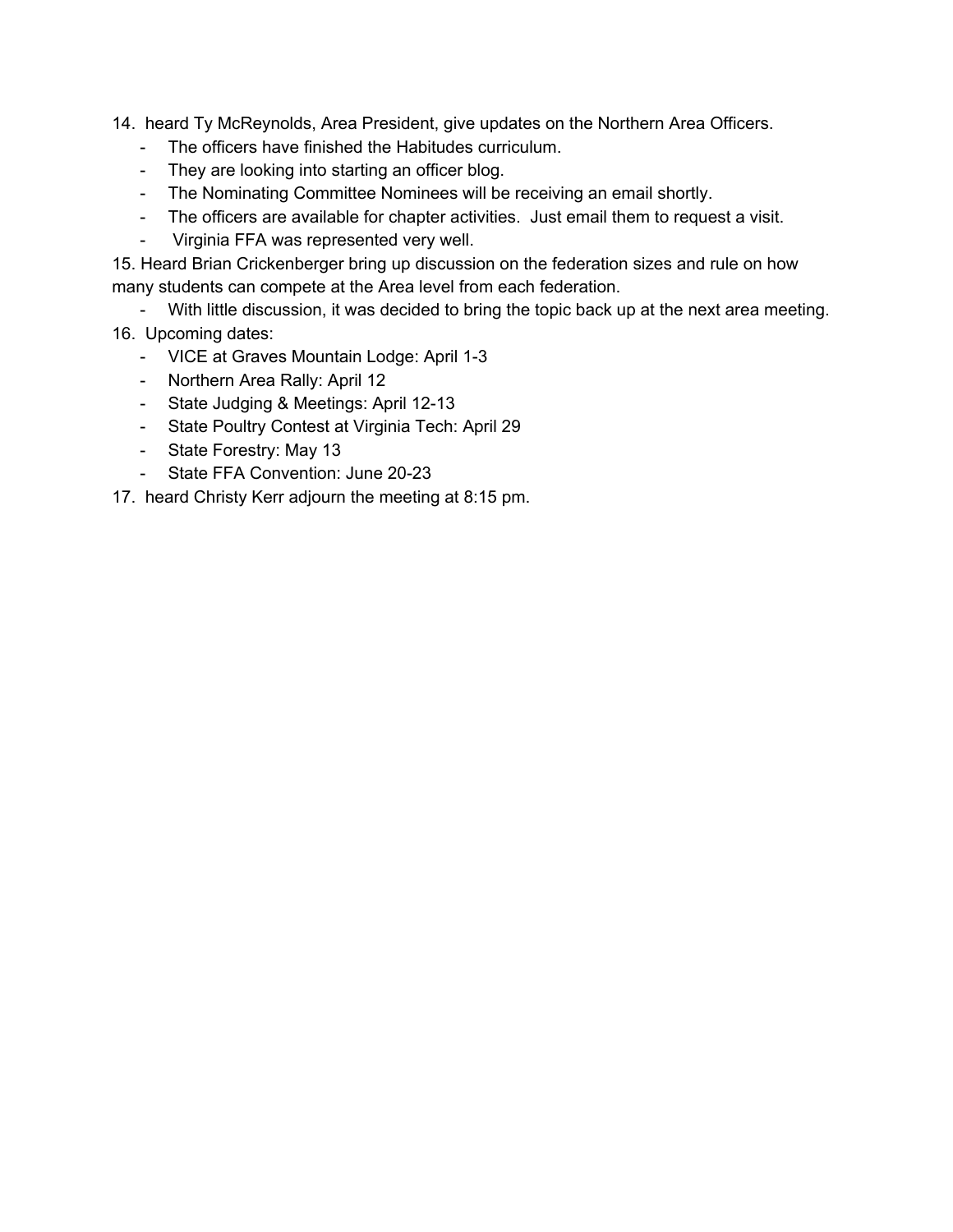14. heard Ty McReynolds, Area President, give updates on the Northern Area Officers.
    - The officers have finished the Habitudes curriculum.
    - They are looking into starting an officer blog.
    - The Nominating Committee Nominees will be receiving an email shortly.
    - The officers are available for chapter activities. Just email them to request a visit.
    - Virginia FFA was represented very well.
15. Heard Brian Crickenberger bring up discussion on the federation sizes and rule on how many students can compete at the Area level from each federation.
    - With little discussion, it was decided to bring the topic back up at the next area meeting.
16. Upcoming dates:
    - VICE at Graves Mountain Lodge: April 1-3
    - Northern Area Rally: April 12
    - State Judging & Meetings: April 12-13
    - State Poultry Contest at Virginia Tech: April 29
    - State Forestry: May 13
    - State FFA Convention: June 20-23
17. heard Christy Kerr adjourn the meeting at 8:15 pm.